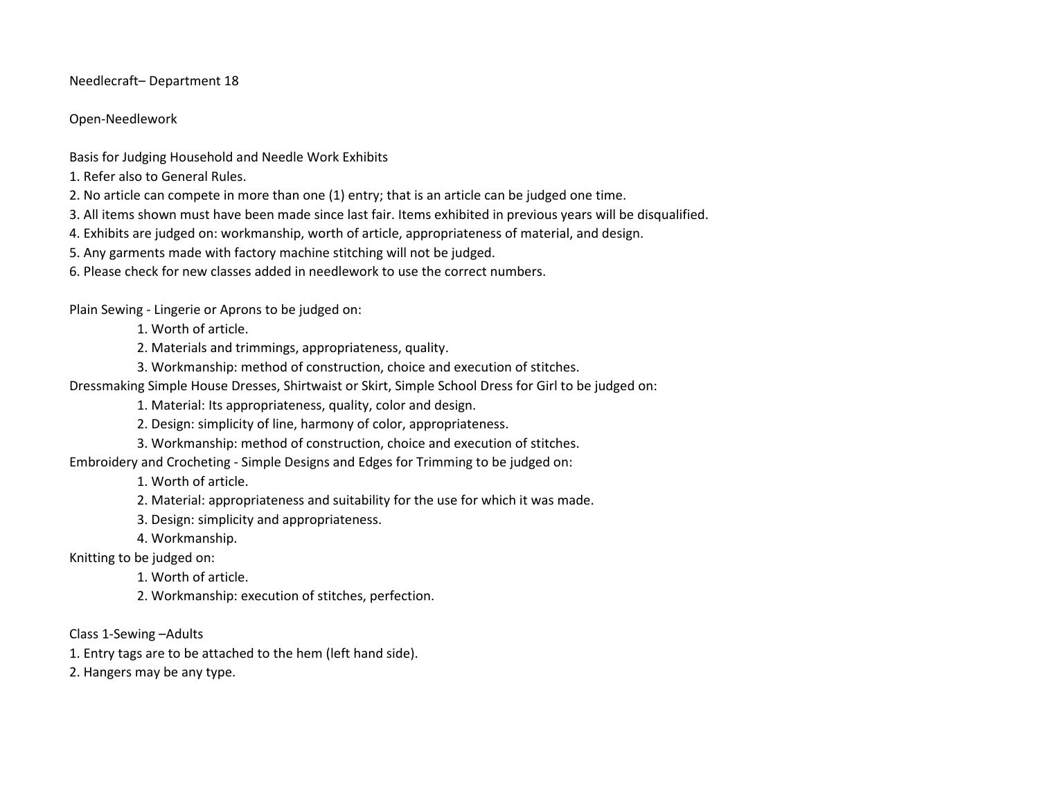# Needlecraft– Department 18

## Open-Needlework

### Basis for Judging Household and Needle Work Exhibits

1. Refer also to General Rules.
2. No article can compete in more than one (1) entry; that is an article can be judged one time.
3. All items shown must have been made since last fair. Items exhibited in previous years will be disqualified.
4. Exhibits are judged on: workmanship, worth of article, appropriateness of material, and design.
5. Any garments made with factory machine stitching will not be judged.
6. Please check for new classes added in needlework to use the correct numbers.

Plain Sewing - Lingerie or Aprons to be judged on:

1. Worth of article.
2. Materials and trimmings, appropriateness, quality.
3. Workmanship: method of construction, choice and execution of stitches.

Dressmaking Simple House Dresses, Shirtwaist or Skirt, Simple School Dress for Girl to be judged on:

1. Material: Its appropriateness, quality, color and design.
2. Design: simplicity of line, harmony of color, appropriateness.
3. Workmanship: method of construction, choice and execution of stitches.

Embroidery and Crocheting - Simple Designs and Edges for Trimming to be judged on:

1. Worth of article.
2. Material: appropriateness and suitability for the use for which it was made.
3. Design: simplicity and appropriateness.
4. Workmanship.

Knitting to be judged on:

1. Worth of article.
2. Workmanship: execution of stitches, perfection.

### Class 1-Sewing –Adults

1. Entry tags are to be attached to the hem (left hand side).
2. Hangers may be any type.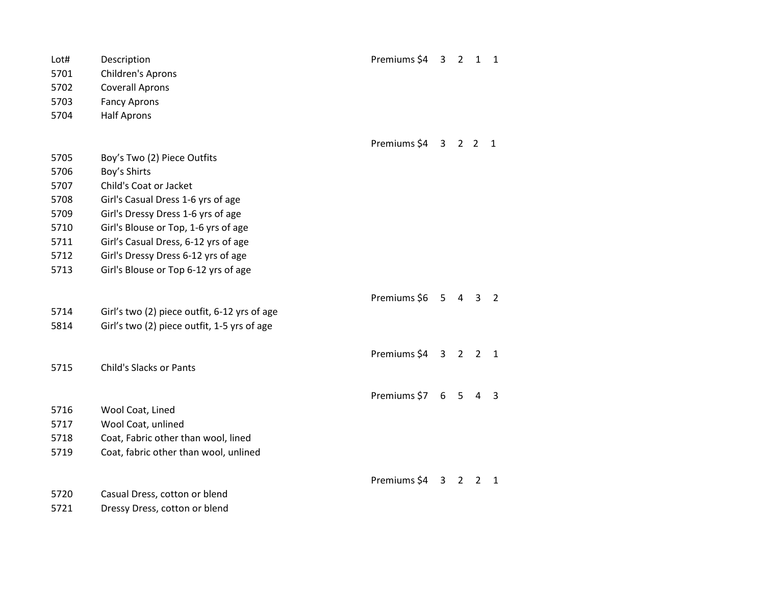| Lot# | Description | Premiums $4 3 2 1 1 |
|---|---|---|
| 5701 | Children's Aprons | |
| 5702 | Coverall Aprons | |
| 5703 | Fancy Aprons | |
| 5704 | Half Aprons | |
| | | Premiums $4 3 2 2 1 |
| 5705 | Boy's Two (2) Piece Outfits | |
| 5706 | Boy's Shirts | |
| 5707 | Child's Coat or Jacket | |
| 5708 | Girl's Casual Dress 1-6 yrs of age | |
| 5709 | Girl's Dressy Dress 1-6 yrs of age | |
| 5710 | Girl's Blouse or Top, 1-6 yrs of age | |
| 5711 | Girl's Casual Dress, 6-12 yrs of age | |
| 5712 | Girl's Dressy Dress 6-12 yrs of age | |
| 5713 | Girl's Blouse or Top 6-12 yrs of age | |
| | | Premiums $6 5 4 3 2 |
| 5714 | Girl's two (2) piece outfit, 6-12 yrs of age | |
| 5814 | Girl's two (2) piece outfit, 1-5 yrs of age | |
| | | Premiums $4 3 2 2 1 |
| 5715 | Child's Slacks or Pants | |
| | | Premiums $7 6 5 4 3 |
| 5716 | Wool Coat, Lined | |
| 5717 | Wool Coat, unlined | |
| 5718 | Coat, Fabric other than wool, lined | |
| 5719 | Coat, fabric other than wool, unlined | |
| | | Premiums $4 3 2 2 1 |
| 5720 | Casual Dress, cotton or blend | |
| 5721 | Dressy Dress, cotton or blend | |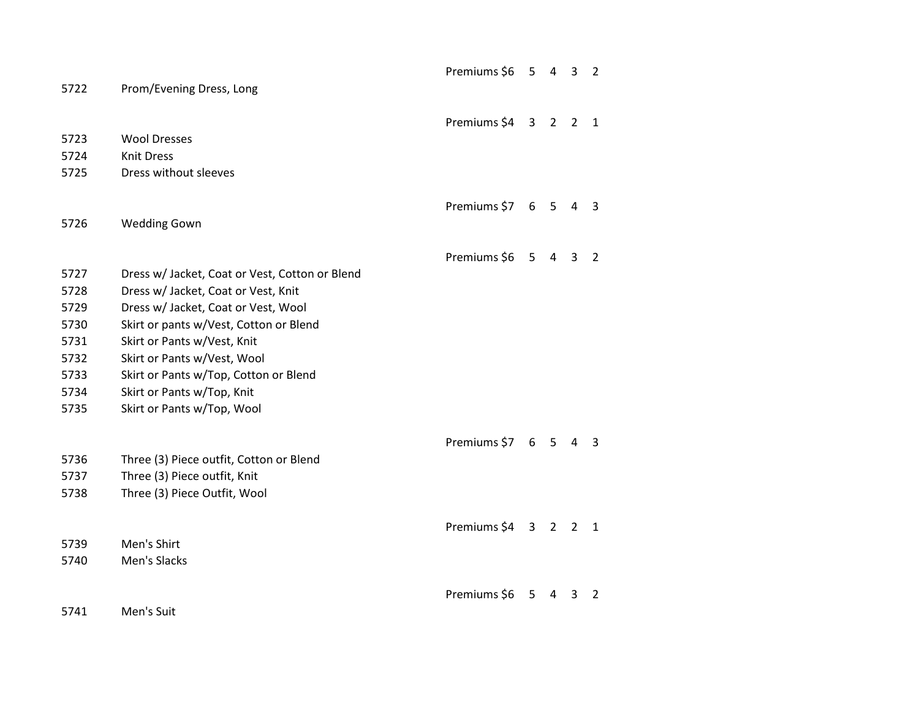Premiums $6 5 4 3 2

5722 Prom/Evening Dress, Long

Premiums $4 3 2 2 1

5723 Wool Dresses
5724 Knit Dress
5725 Dress without sleeves

Premiums $7 6 5 4 3

5726 Wedding Gown

Premiums $6 5 4 3 2

5727 Dress w/ Jacket, Coat or Vest, Cotton or Blend
5728 Dress w/ Jacket, Coat or Vest, Knit
5729 Dress w/ Jacket, Coat or Vest, Wool
5730 Skirt or pants w/Vest, Cotton or Blend
5731 Skirt or Pants w/Vest, Knit
5732 Skirt or Pants w/Vest, Wool
5733 Skirt or Pants w/Top, Cotton or Blend
5734 Skirt or Pants w/Top, Knit
5735 Skirt or Pants w/Top, Wool

Premiums $7 6 5 4 3

5736 Three (3) Piece outfit, Cotton or Blend
5737 Three (3) Piece outfit, Knit
5738 Three (3) Piece Outfit, Wool

Premiums $4 3 2 2 1

5739 Men's Shirt
5740 Men's Slacks

Premiums $6 5 4 3 2

5741 Men's Suit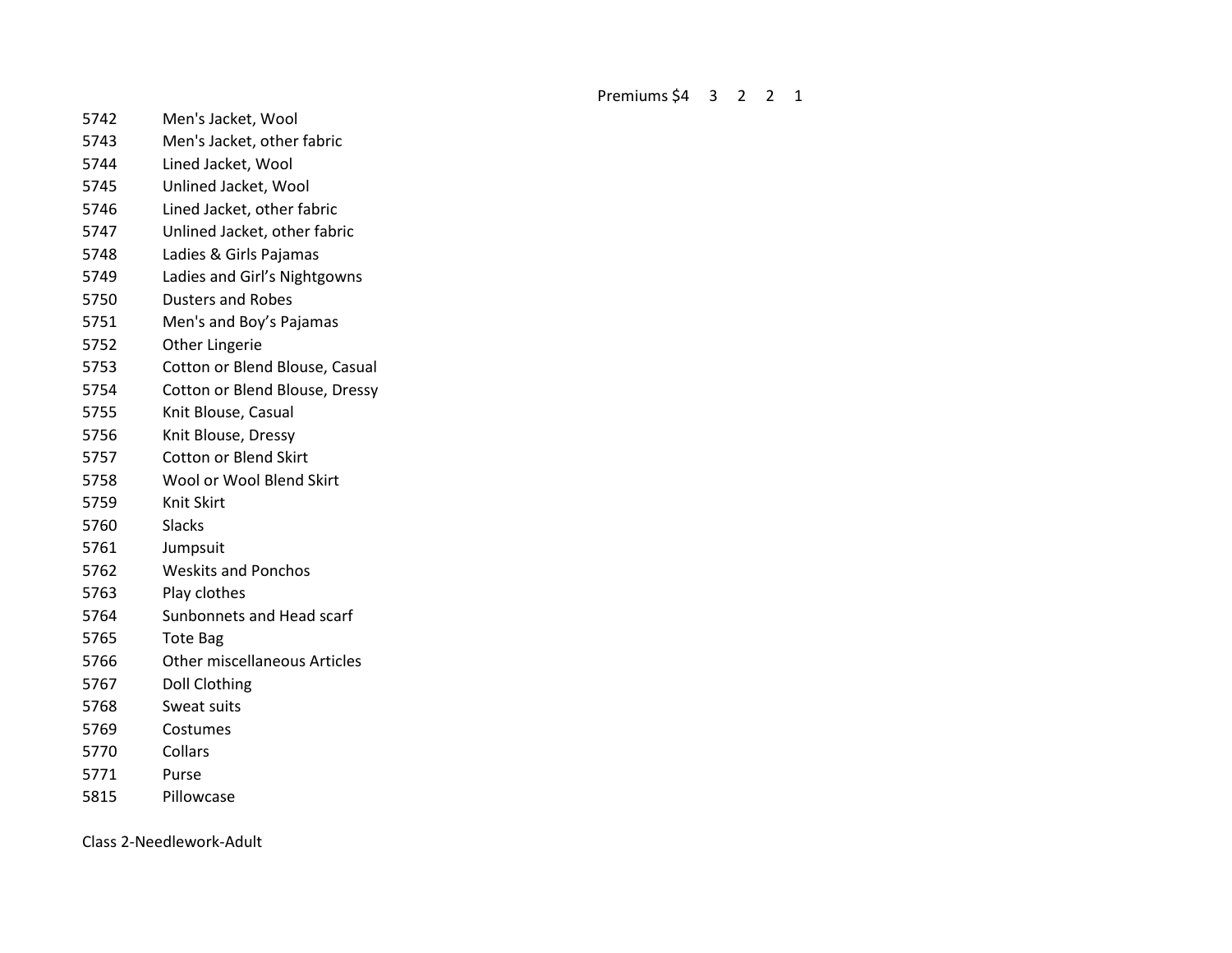Premiums $4 3 2 2 1

| | |
|---|---|
| 5742 | Men's Jacket, Wool |
| 5743 | Men's Jacket, other fabric |
| 5744 | Lined Jacket, Wool |
| 5745 | Unlined Jacket, Wool |
| 5746 | Lined Jacket, other fabric |
| 5747 | Unlined Jacket, other fabric |
| 5748 | Ladies & Girls Pajamas |
| 5749 | Ladies and Girl's Nightgowns |
| 5750 | Dusters and Robes |
| 5751 | Men's and Boy's Pajamas |
| 5752 | Other Lingerie |
| 5753 | Cotton or Blend Blouse, Casual |
| 5754 | Cotton or Blend Blouse, Dressy |
| 5755 | Knit Blouse, Casual |
| 5756 | Knit Blouse, Dressy |
| 5757 | Cotton or Blend Skirt |
| 5758 | Wool or Wool Blend Skirt |
| 5759 | Knit Skirt |
| 5760 | Slacks |
| 5761 | Jumpsuit |
| 5762 | Weskits and Ponchos |
| 5763 | Play clothes |
| 5764 | Sunbonnets and Head scarf |
| 5765 | Tote Bag |
| 5766 | Other miscellaneous Articles |
| 5767 | Doll Clothing |
| 5768 | Sweat suits |
| 5769 | Costumes |
| 5770 | Collars |
| 5771 | Purse |
| 5815 | Pillowcase |

Class 2-Needlework-Adult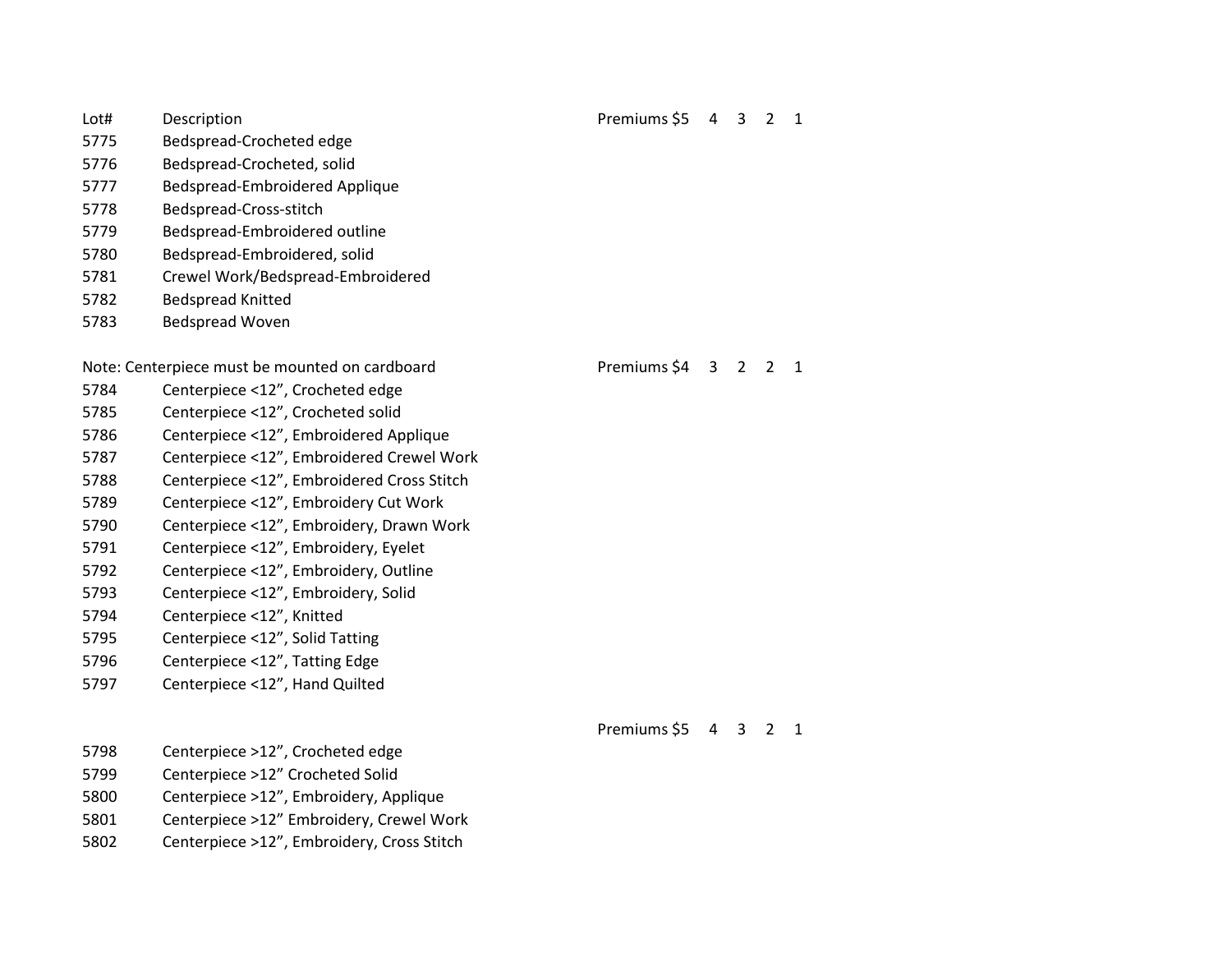| Lot# | Description | Premiums $5 4 3 2 1 |
|---|---|---|
| 5775 | Bedspread-Crocheted edge | |
| 5776 | Bedspread-Crocheted, solid | |
| 5777 | Bedspread-Embroidered Applique | |
| 5778 | Bedspread-Cross-stitch | |
| 5779 | Bedspread-Embroidered outline | |
| 5780 | Bedspread-Embroidered, solid | |
| 5781 | Crewel Work/Bedspread-Embroidered | |
| 5782 | Bedspread Knitted | |
| 5783 | Bedspread Woven | |

Note: Centerpiece must be mounted on cardboard

| Lot# | Description | Premiums $4 3 2 2 1 |
|---|---|---|
| 5784 | Centerpiece <12”, Crocheted edge | |
| 5785 | Centerpiece <12”, Crocheted solid | |
| 5786 | Centerpiece <12”, Embroidered Applique | |
| 5787 | Centerpiece <12”, Embroidered Crewel Work | |
| 5788 | Centerpiece <12”, Embroidered Cross Stitch | |
| 5789 | Centerpiece <12”, Embroidery Cut Work | |
| 5790 | Centerpiece <12”, Embroidery, Drawn Work | |
| 5791 | Centerpiece <12”, Embroidery, Eyelet | |
| 5792 | Centerpiece <12”, Embroidery, Outline | |
| 5793 | Centerpiece <12”, Embroidery, Solid | |
| 5794 | Centerpiece <12”, Knitted | |
| 5795 | Centerpiece <12”, Solid Tatting | |
| 5796 | Centerpiece <12”, Tatting Edge | |
| 5797 | Centerpiece <12”, Hand Quilted | |

| Lot# | Description | Premiums $5 4 3 2 1 |
|---|---|---|
| 5798 | Centerpiece >12”, Crocheted edge | |
| 5799 | Centerpiece >12” Crocheted Solid | |
| 5800 | Centerpiece >12”, Embroidery, Applique | |
| 5801 | Centerpiece >12” Embroidery, Crewel Work | |
| 5802 | Centerpiece >12”, Embroidery, Cross Stitch | |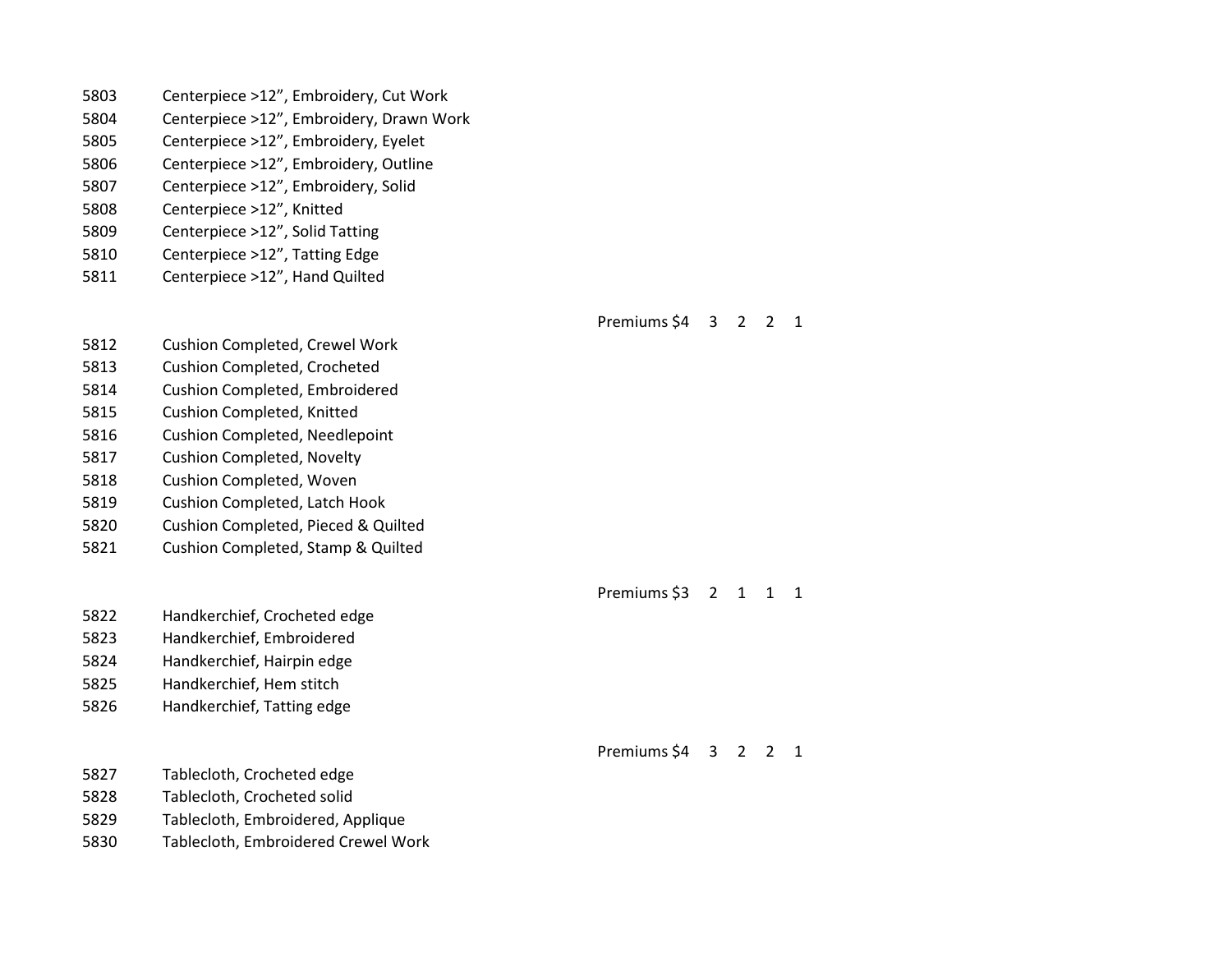5803 Centerpiece >12”, Embroidery, Cut Work
5804 Centerpiece >12”, Embroidery, Drawn Work
5805 Centerpiece >12”, Embroidery, Eyelet
5806 Centerpiece >12”, Embroidery, Outline
5807 Centerpiece >12”, Embroidery, Solid
5808 Centerpiece >12”, Knitted
5809 Centerpiece >12”, Solid Tatting
5810 Centerpiece >12”, Tatting Edge
5811 Centerpiece >12”, Hand Quilted

Premiums $4 3 2 2 1

5812 Cushion Completed, Crewel Work
5813 Cushion Completed, Crocheted
5814 Cushion Completed, Embroidered
5815 Cushion Completed, Knitted
5816 Cushion Completed, Needlepoint
5817 Cushion Completed, Novelty
5818 Cushion Completed, Woven
5819 Cushion Completed, Latch Hook
5820 Cushion Completed, Pieced & Quilted
5821 Cushion Completed, Stamp & Quilted

Premiums $3 2 1 1 1

5822 Handkerchief, Crocheted edge
5823 Handkerchief, Embroidered
5824 Handkerchief, Hairpin edge
5825 Handkerchief, Hem stitch
5826 Handkerchief, Tatting edge

Premiums $4 3 2 2 1

5827 Tablecloth, Crocheted edge
5828 Tablecloth, Crocheted solid
5829 Tablecloth, Embroidered, Applique
5830 Tablecloth, Embroidered Crewel Work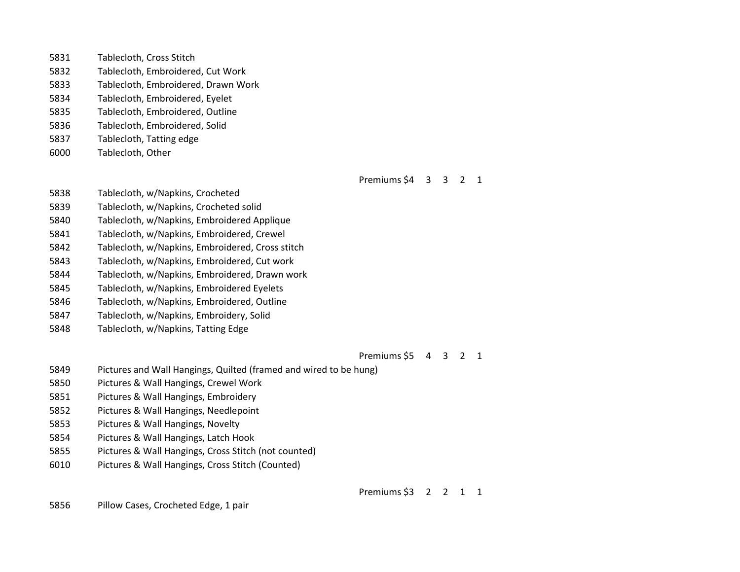5831 Tablecloth, Cross Stitch
5832 Tablecloth, Embroidered, Cut Work
5833 Tablecloth, Embroidered, Drawn Work
5834 Tablecloth, Embroidered, Eyelet
5835 Tablecloth, Embroidered, Outline
5836 Tablecloth, Embroidered, Solid
5837 Tablecloth, Tatting edge
6000 Tablecloth, Other

Premiums $4 3 3 2 1

5838 Tablecloth, w/Napkins, Crocheted
5839 Tablecloth, w/Napkins, Crocheted solid
5840 Tablecloth, w/Napkins, Embroidered Applique
5841 Tablecloth, w/Napkins, Embroidered, Crewel
5842 Tablecloth, w/Napkins, Embroidered, Cross stitch
5843 Tablecloth, w/Napkins, Embroidered, Cut work
5844 Tablecloth, w/Napkins, Embroidered, Drawn work
5845 Tablecloth, w/Napkins, Embroidered Eyelets
5846 Tablecloth, w/Napkins, Embroidered, Outline
5847 Tablecloth, w/Napkins, Embroidery, Solid
5848 Tablecloth, w/Napkins, Tatting Edge

Premiums $5 4 3 2 1

5849 Pictures and Wall Hangings, Quilted (framed and wired to be hung)
5850 Pictures & Wall Hangings, Crewel Work
5851 Pictures & Wall Hangings, Embroidery
5852 Pictures & Wall Hangings, Needlepoint
5853 Pictures & Wall Hangings, Novelty
5854 Pictures & Wall Hangings, Latch Hook
5855 Pictures & Wall Hangings, Cross Stitch (not counted)
6010 Pictures & Wall Hangings, Cross Stitch (Counted)

Premiums $3 2 2 1 1

5856 Pillow Cases, Crocheted Edge, 1 pair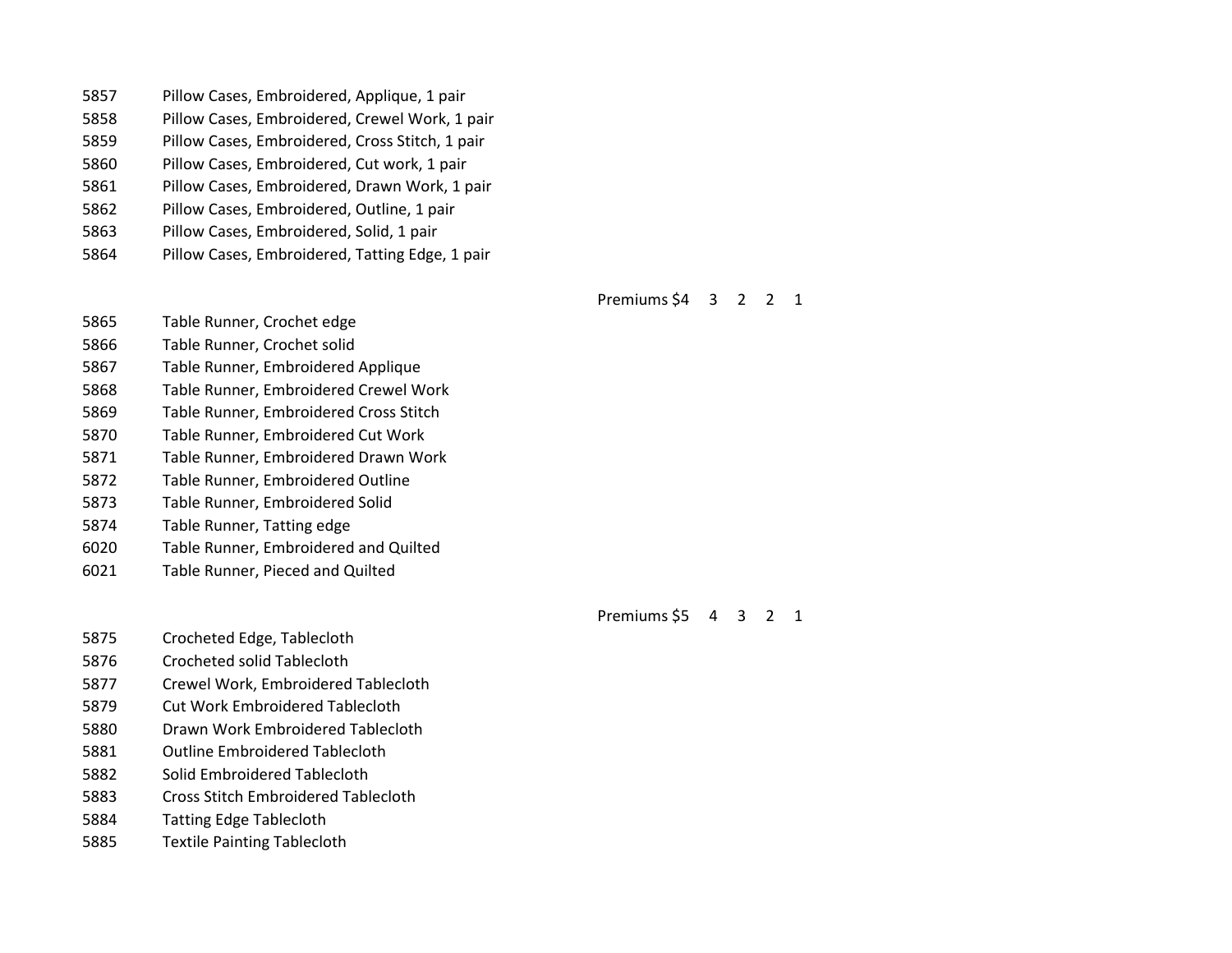5857 Pillow Cases, Embroidered, Applique, 1 pair
5858 Pillow Cases, Embroidered, Crewel Work, 1 pair
5859 Pillow Cases, Embroidered, Cross Stitch, 1 pair
5860 Pillow Cases, Embroidered, Cut work, 1 pair
5861 Pillow Cases, Embroidered, Drawn Work, 1 pair
5862 Pillow Cases, Embroidered, Outline, 1 pair
5863 Pillow Cases, Embroidered, Solid, 1 pair
5864 Pillow Cases, Embroidered, Tatting Edge, 1 pair

Premiums $4 3 2 2 1

5865 Table Runner, Crochet edge
5866 Table Runner, Crochet solid
5867 Table Runner, Embroidered Applique
5868 Table Runner, Embroidered Crewel Work
5869 Table Runner, Embroidered Cross Stitch
5870 Table Runner, Embroidered Cut Work
5871 Table Runner, Embroidered Drawn Work
5872 Table Runner, Embroidered Outline
5873 Table Runner, Embroidered Solid
5874 Table Runner, Tatting edge
6020 Table Runner, Embroidered and Quilted
6021 Table Runner, Pieced and Quilted

Premiums $5 4 3 2 1

5875 Crocheted Edge, Tablecloth
5876 Crocheted solid Tablecloth
5877 Crewel Work, Embroidered Tablecloth
5879 Cut Work Embroidered Tablecloth
5880 Drawn Work Embroidered Tablecloth
5881 Outline Embroidered Tablecloth
5882 Solid Embroidered Tablecloth
5883 Cross Stitch Embroidered Tablecloth
5884 Tatting Edge Tablecloth
5885 Textile Painting Tablecloth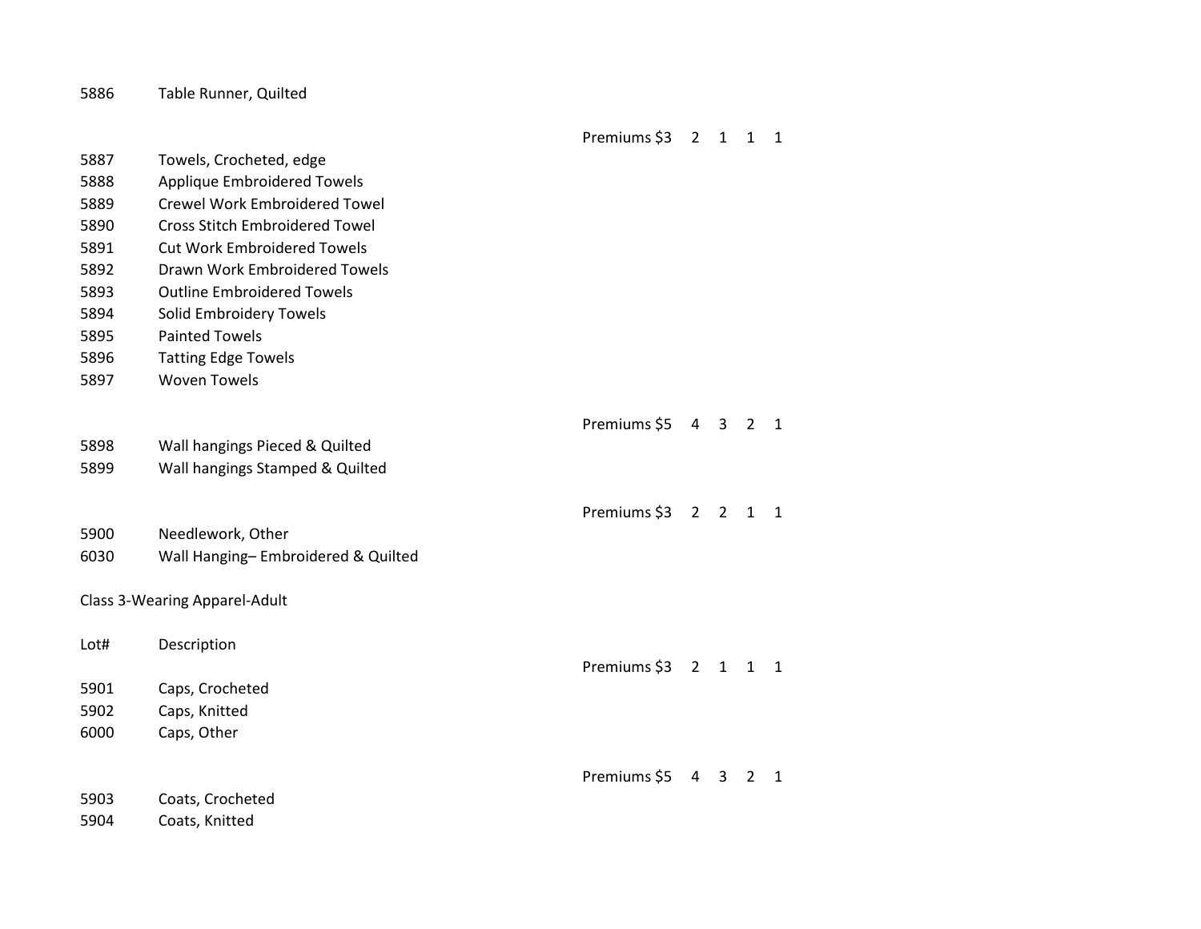5886 Table Runner, Quilted

Premiums $3 2 1 1 1

5887 Towels, Crocheted, edge
5888 Applique Embroidered Towels
5889 Crewel Work Embroidered Towel
5890 Cross Stitch Embroidered Towel
5891 Cut Work Embroidered Towels
5892 Drawn Work Embroidered Towels
5893 Outline Embroidered Towels
5894 Solid Embroidery Towels
5895 Painted Towels
5896 Tatting Edge Towels
5897 Woven Towels

Premiums $5 4 3 2 1

5898 Wall hangings Pieced & Quilted
5899 Wall hangings Stamped & Quilted

Premiums $3 2 2 1 1

5900 Needlework, Other
6030 Wall Hanging– Embroidered & Quilted

Class 3-Wearing Apparel-Adult

Lot# Description

Premiums $3 2 1 1 1

5901 Caps, Crocheted
5902 Caps, Knitted
6000 Caps, Other

Premiums $5 4 3 2 1

5903 Coats, Crocheted
5904 Coats, Knitted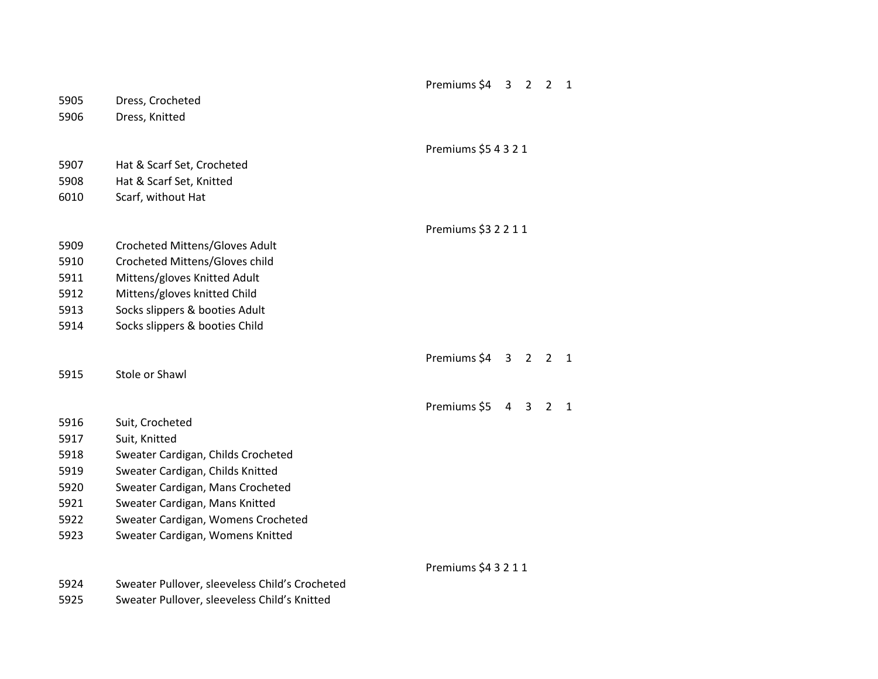Premiums $4 3 2 2 1

5905 Dress, Crocheted
5906 Dress, Knitted

Premiums $5 4 3 2 1

5907 Hat & Scarf Set, Crocheted
5908 Hat & Scarf Set, Knitted
6010 Scarf, without Hat

Premiums $3 2 2 1 1

5909 Crocheted Mittens/Gloves Adult
5910 Crocheted Mittens/Gloves child
5911 Mittens/gloves Knitted Adult
5912 Mittens/gloves knitted Child
5913 Socks slippers & booties Adult
5914 Socks slippers & booties Child

Premiums $4 3 2 2 1

5915 Stole or Shawl

Premiums $5 4 3 2 1

5916 Suit, Crocheted
5917 Suit, Knitted
5918 Sweater Cardigan, Childs Crocheted
5919 Sweater Cardigan, Childs Knitted
5920 Sweater Cardigan, Mans Crocheted
5921 Sweater Cardigan, Mans Knitted
5922 Sweater Cardigan, Womens Crocheted
5923 Sweater Cardigan, Womens Knitted

Premiums $4 3 2 1 1

5924 Sweater Pullover, sleeveless Child's Crocheted
5925 Sweater Pullover, sleeveless Child's Knitted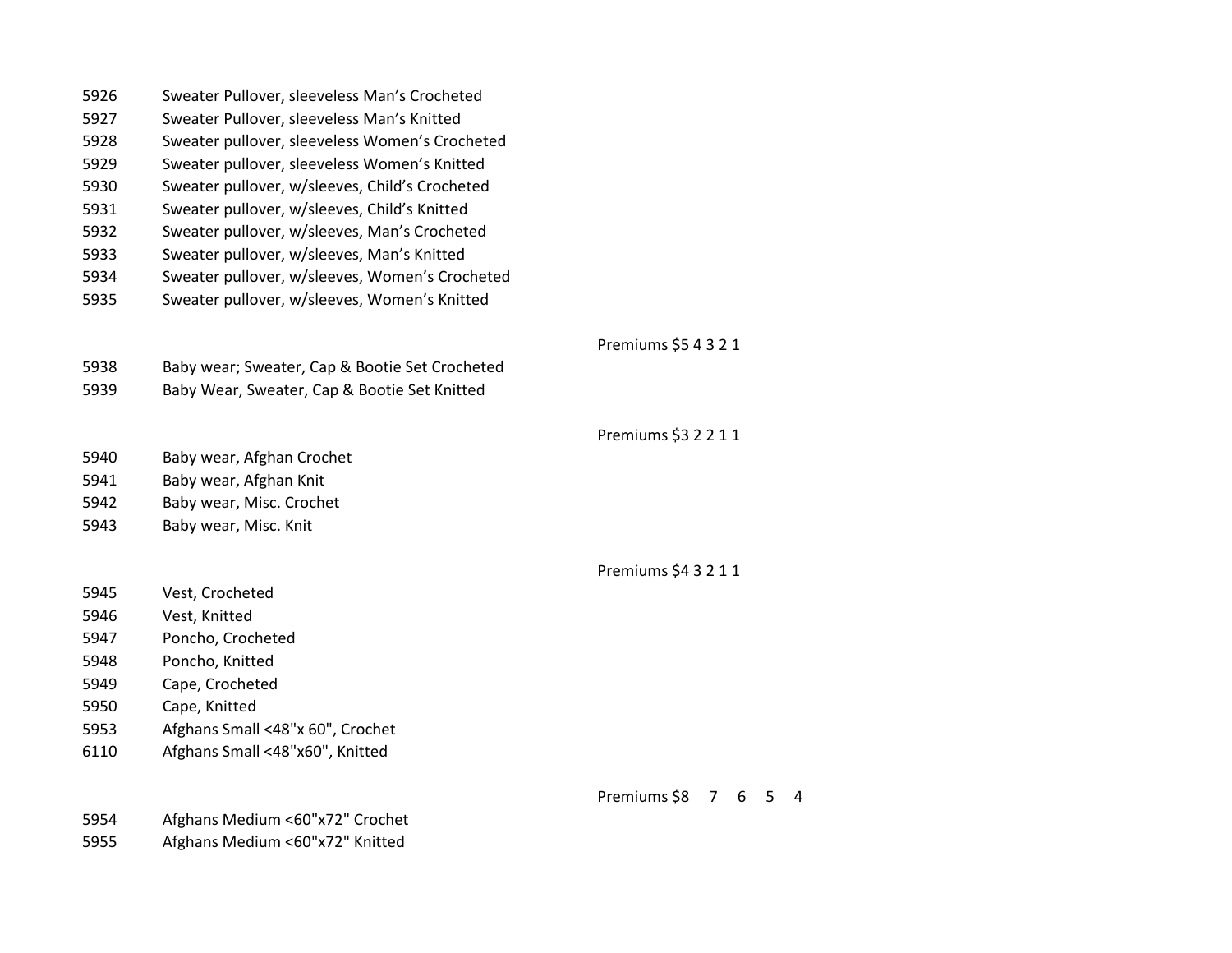5926 Sweater Pullover, sleeveless Man's Crocheted
5927 Sweater Pullover, sleeveless Man's Knitted
5928 Sweater pullover, sleeveless Women's Crocheted
5929 Sweater pullover, sleeveless Women's Knitted
5930 Sweater pullover, w/sleeves, Child's Crocheted
5931 Sweater pullover, w/sleeves, Child's Knitted
5932 Sweater pullover, w/sleeves, Man's Crocheted
5933 Sweater pullover, w/sleeves, Man's Knitted
5934 Sweater pullover, w/sleeves, Women's Crocheted
5935 Sweater pullover, w/sleeves, Women's Knitted

Premiums $5 4 3 2 1

5938 Baby wear; Sweater, Cap & Bootie Set Crocheted
5939 Baby Wear, Sweater, Cap & Bootie Set Knitted

Premiums $3 2 2 1 1

5940 Baby wear, Afghan Crochet
5941 Baby wear, Afghan Knit
5942 Baby wear, Misc. Crochet
5943 Baby wear, Misc. Knit

Premiums $4 3 2 1 1

5945 Vest, Crocheted
5946 Vest, Knitted
5947 Poncho, Crocheted
5948 Poncho, Knitted
5949 Cape, Crocheted
5950 Cape, Knitted
5953 Afghans Small <48"x 60", Crochet
6110 Afghans Small <48"x60", Knitted

Premiums $8 7 6 5 4

5954 Afghans Medium <60"x72" Crochet
5955 Afghans Medium <60"x72" Knitted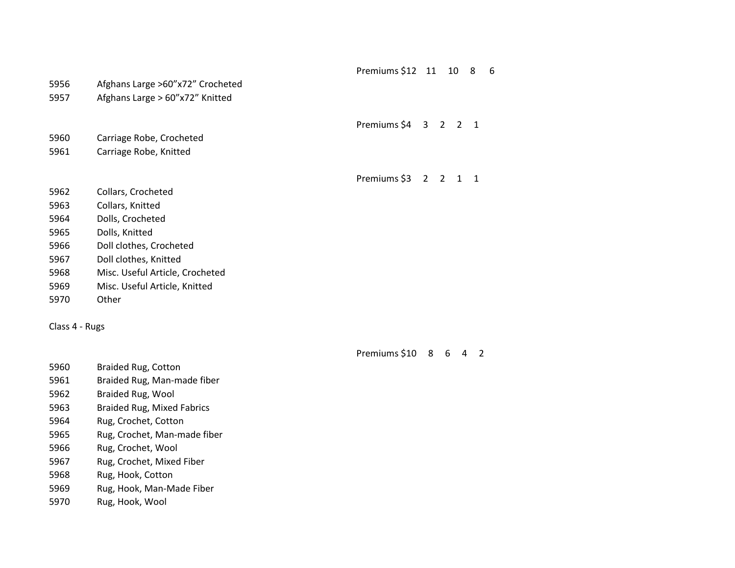Premiums $12 11 10 8 6

5956 Afghans Large >60”x72” Crocheted
5957 Afghans Large > 60”x72” Knitted

Premiums $4 3 2 2 1

5960 Carriage Robe, Crocheted
5961 Carriage Robe, Knitted

Premiums $3 2 2 1 1

5962 Collars, Crocheted
5963 Collars, Knitted
5964 Dolls, Crocheted
5965 Dolls, Knitted
5966 Doll clothes, Crocheted
5967 Doll clothes, Knitted
5968 Misc. Useful Article, Crocheted
5969 Misc. Useful Article, Knitted
5970 Other

Class 4 - Rugs

Premiums $10 8 6 4 2

5960 Braided Rug, Cotton
5961 Braided Rug, Man-made fiber
5962 Braided Rug, Wool
5963 Braided Rug, Mixed Fabrics
5964 Rug, Crochet, Cotton
5965 Rug, Crochet, Man-made fiber
5966 Rug, Crochet, Wool
5967 Rug, Crochet, Mixed Fiber
5968 Rug, Hook, Cotton
5969 Rug, Hook, Man-Made Fiber
5970 Rug, Hook, Wool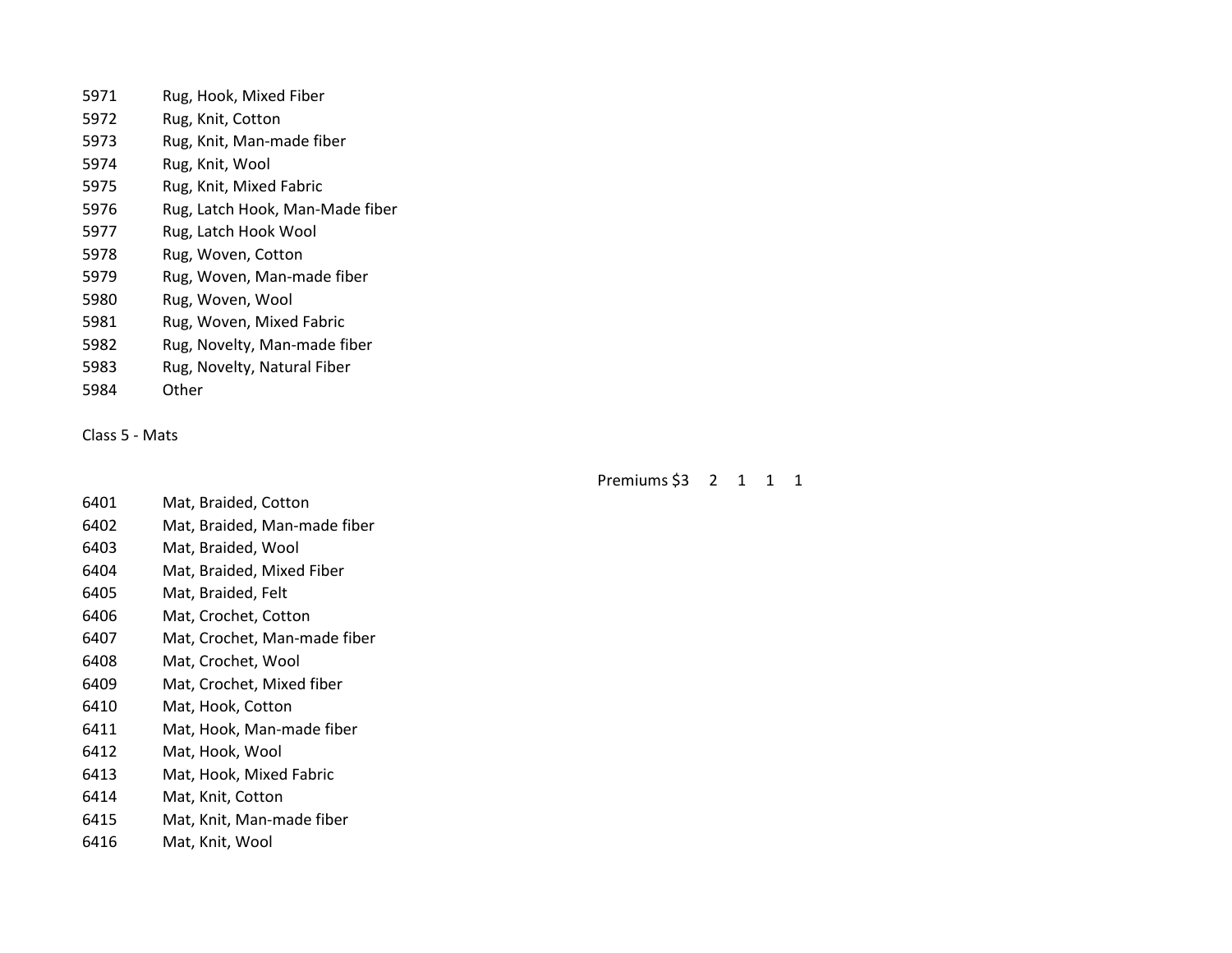5971 Rug, Hook, Mixed Fiber
5972 Rug, Knit, Cotton
5973 Rug, Knit, Man-made fiber
5974 Rug, Knit, Wool
5975 Rug, Knit, Mixed Fabric
5976 Rug, Latch Hook, Man-Made fiber
5977 Rug, Latch Hook Wool
5978 Rug, Woven, Cotton
5979 Rug, Woven, Man-made fiber
5980 Rug, Woven, Wool
5981 Rug, Woven, Mixed Fabric
5982 Rug, Novelty, Man-made fiber
5983 Rug, Novelty, Natural Fiber
5984 Other

Class 5 - Mats

Premiums $3 2 1 1 1

6401 Mat, Braided, Cotton
6402 Mat, Braided, Man-made fiber
6403 Mat, Braided, Wool
6404 Mat, Braided, Mixed Fiber
6405 Mat, Braided, Felt
6406 Mat, Crochet, Cotton
6407 Mat, Crochet, Man-made fiber
6408 Mat, Crochet, Wool
6409 Mat, Crochet, Mixed fiber
6410 Mat, Hook, Cotton
6411 Mat, Hook, Man-made fiber
6412 Mat, Hook, Wool
6413 Mat, Hook, Mixed Fabric
6414 Mat, Knit, Cotton
6415 Mat, Knit, Man-made fiber
6416 Mat, Knit, Wool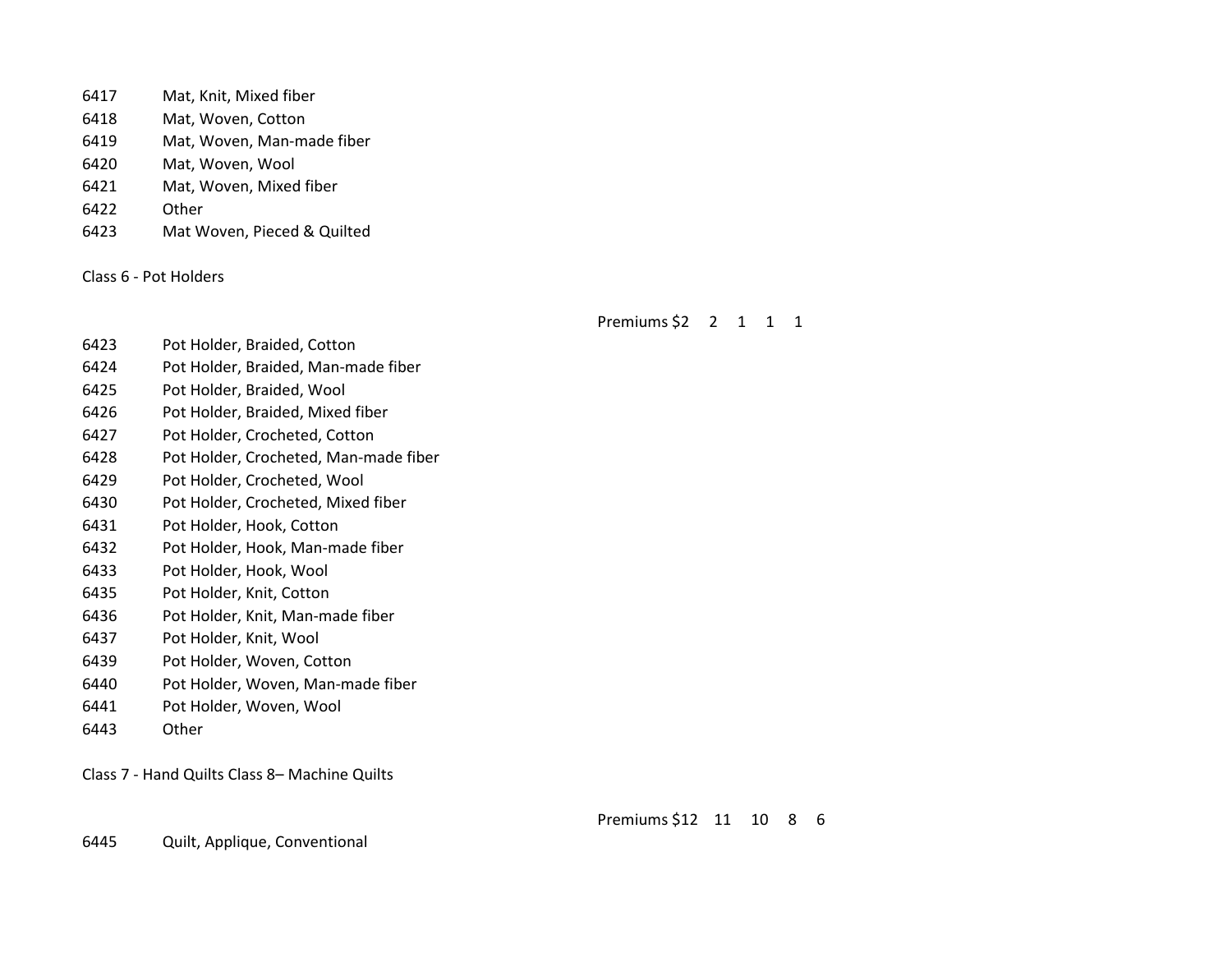6417 Mat, Knit, Mixed fiber
6418 Mat, Woven, Cotton
6419 Mat, Woven, Man-made fiber
6420 Mat, Woven, Wool
6421 Mat, Woven, Mixed fiber
6422 Other
6423 Mat Woven, Pieced & Quilted

Class 6 - Pot Holders

Premiums $2 2 1 1 1

6423 Pot Holder, Braided, Cotton
6424 Pot Holder, Braided, Man-made fiber
6425 Pot Holder, Braided, Wool
6426 Pot Holder, Braided, Mixed fiber
6427 Pot Holder, Crocheted, Cotton
6428 Pot Holder, Crocheted, Man-made fiber
6429 Pot Holder, Crocheted, Wool
6430 Pot Holder, Crocheted, Mixed fiber
6431 Pot Holder, Hook, Cotton
6432 Pot Holder, Hook, Man-made fiber
6433 Pot Holder, Hook, Wool
6435 Pot Holder, Knit, Cotton
6436 Pot Holder, Knit, Man-made fiber
6437 Pot Holder, Knit, Wool
6439 Pot Holder, Woven, Cotton
6440 Pot Holder, Woven, Man-made fiber
6441 Pot Holder, Woven, Wool
6443 Other

Class 7 - Hand Quilts Class 8– Machine Quilts

Premiums $12 11 10 8 6

6445 Quilt, Applique, Conventional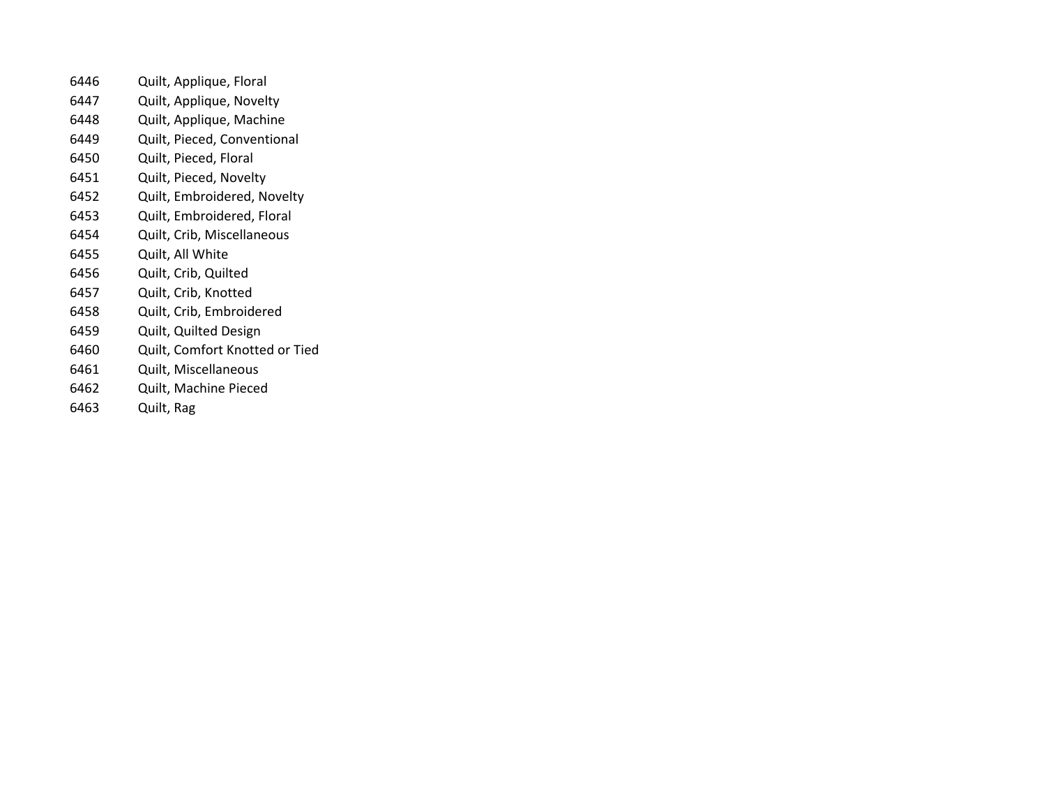| | |
|---|---|
| 6446 | Quilt, Applique, Floral |
| 6447 | Quilt, Applique, Novelty |
| 6448 | Quilt, Applique, Machine |
| 6449 | Quilt, Pieced, Conventional |
| 6450 | Quilt, Pieced, Floral |
| 6451 | Quilt, Pieced, Novelty |
| 6452 | Quilt, Embroidered, Novelty |
| 6453 | Quilt, Embroidered, Floral |
| 6454 | Quilt, Crib, Miscellaneous |
| 6455 | Quilt, All White |
| 6456 | Quilt, Crib, Quilted |
| 6457 | Quilt, Crib, Knotted |
| 6458 | Quilt, Crib, Embroidered |
| 6459 | Quilt, Quilted Design |
| 6460 | Quilt, Comfort Knotted or Tied |
| 6461 | Quilt, Miscellaneous |
| 6462 | Quilt, Machine Pieced |
| 6463 | Quilt, Rag |